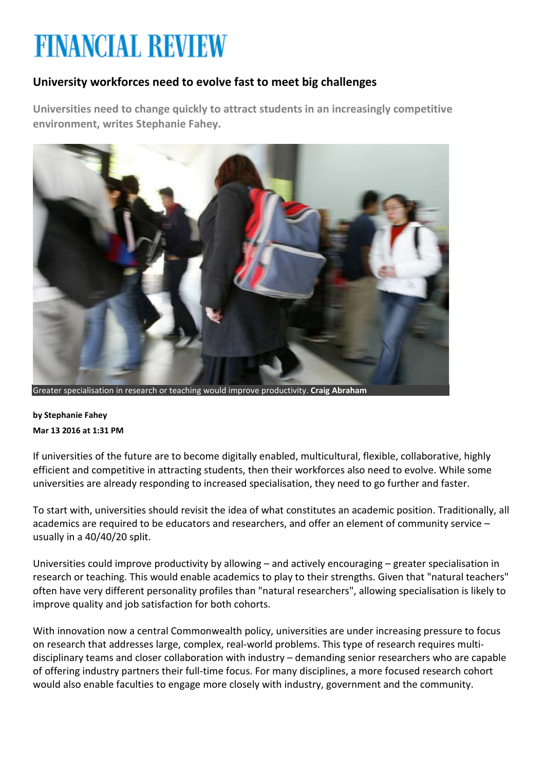# FINANCIAL REVIEW

## University workforces need to evolve fast to meet big challenges

**Universities need to change quickly to attract students in an increasingly competitive environment, writes Stephanie Fahey.**

Greater specialisation in research or teaching would improve productivity. **Craig Abraham**

**by Stephanie Fahey**
**Mar 13 2016 at 1:31 PM**

If universities of the future are to become digitally enabled, multicultural, flexible, collaborative, highly efficient and competitive in attracting students, then their workforces also need to evolve. While some universities are already responding to increased specialisation, they need to go further and faster.

To start with, universities should revisit the idea of what constitutes an academic position. Traditionally, all academics are required to be educators and researchers, and offer an element of community service – usually in a 40/40/20 split.

Universities could improve productivity by allowing – and actively encouraging – greater specialisation in research or teaching. This would enable academics to play to their strengths. Given that "natural teachers" often have very different personality profiles than "natural researchers", allowing specialisation is likely to improve quality and job satisfaction for both cohorts.

With innovation now a central Commonwealth policy, universities are under increasing pressure to focus on research that addresses large, complex, real-world problems. This type of research requires multi-disciplinary teams and closer collaboration with industry – demanding senior researchers who are capable of offering industry partners their full-time focus. For many disciplines, a more focused research cohort would also enable faculties to engage more closely with industry, government and the community.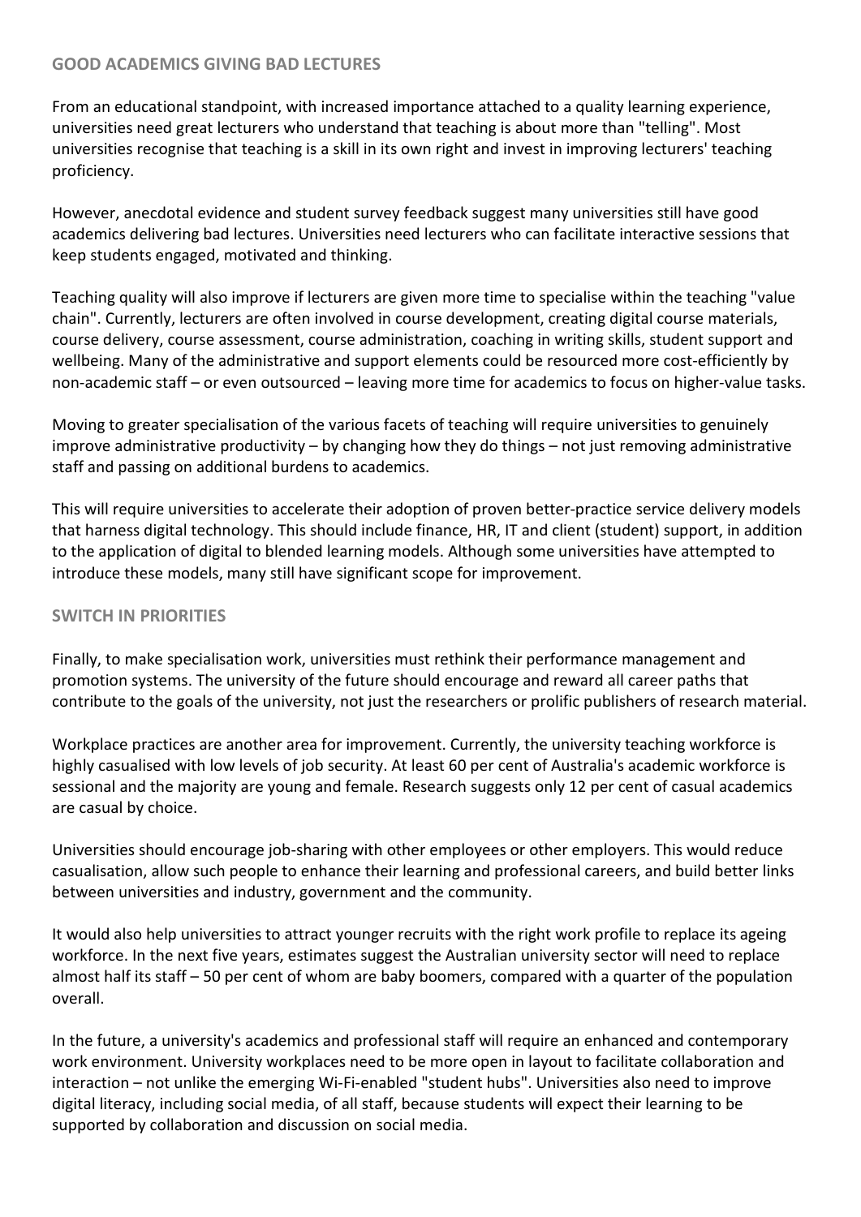## GOOD ACADEMICS GIVING BAD LECTURES

From an educational standpoint, with increased importance attached to a quality learning experience, universities need great lecturers who understand that teaching is about more than "telling". Most universities recognise that teaching is a skill in its own right and invest in improving lecturers' teaching proficiency.

However, anecdotal evidence and student survey feedback suggest many universities still have good academics delivering bad lectures. Universities need lecturers who can facilitate interactive sessions that keep students engaged, motivated and thinking.

Teaching quality will also improve if lecturers are given more time to specialise within the teaching "value chain". Currently, lecturers are often involved in course development, creating digital course materials, course delivery, course assessment, course administration, coaching in writing skills, student support and wellbeing. Many of the administrative and support elements could be resourced more cost-efficiently by non-academic staff – or even outsourced – leaving more time for academics to focus on higher-value tasks.

Moving to greater specialisation of the various facets of teaching will require universities to genuinely improve administrative productivity – by changing how they do things – not just removing administrative staff and passing on additional burdens to academics.

This will require universities to accelerate their adoption of proven better-practice service delivery models that harness digital technology. This should include finance, HR, IT and client (student) support, in addition to the application of digital to blended learning models. Although some universities have attempted to introduce these models, many still have significant scope for improvement.

## SWITCH IN PRIORITIES

Finally, to make specialisation work, universities must rethink their performance management and promotion systems. The university of the future should encourage and reward all career paths that contribute to the goals of the university, not just the researchers or prolific publishers of research material.

Workplace practices are another area for improvement. Currently, the university teaching workforce is highly casualised with low levels of job security. At least 60 per cent of Australia's academic workforce is sessional and the majority are young and female. Research suggests only 12 per cent of casual academics are casual by choice.

Universities should encourage job-sharing with other employees or other employers. This would reduce casualisation, allow such people to enhance their learning and professional careers, and build better links between universities and industry, government and the community.

It would also help universities to attract younger recruits with the right work profile to replace its ageing workforce. In the next five years, estimates suggest the Australian university sector will need to replace almost half its staff – 50 per cent of whom are baby boomers, compared with a quarter of the population overall.

In the future, a university's academics and professional staff will require an enhanced and contemporary work environment. University workplaces need to be more open in layout to facilitate collaboration and interaction – not unlike the emerging Wi-Fi-enabled "student hubs". Universities also need to improve digital literacy, including social media, of all staff, because students will expect their learning to be supported by collaboration and discussion on social media.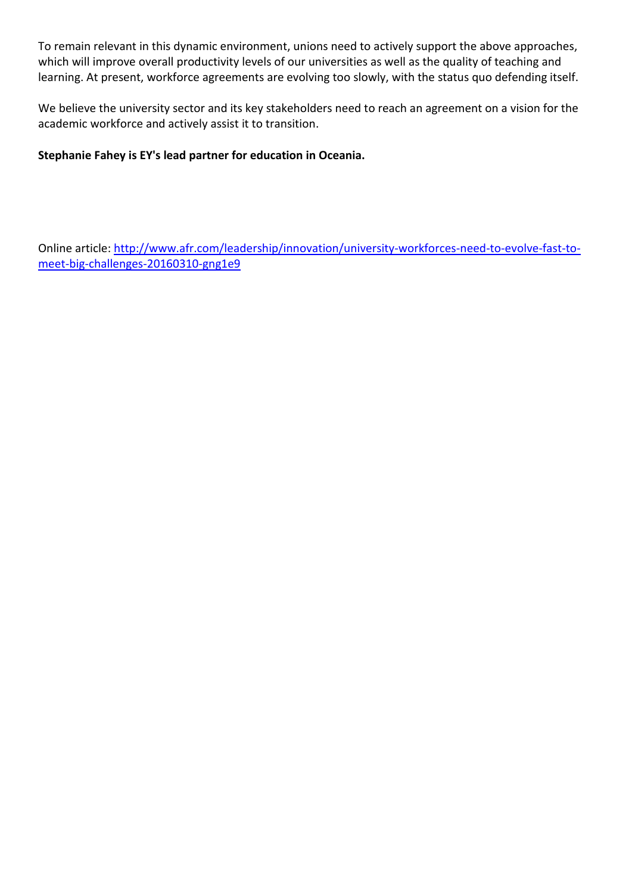To remain relevant in this dynamic environment, unions need to actively support the above approaches, which will improve overall productivity levels of our universities as well as the quality of teaching and learning. At present, workforce agreements are evolving too slowly, with the status quo defending itself.

We believe the university sector and its key stakeholders need to reach an agreement on a vision for the academic workforce and actively assist it to transition.

**Stephanie Fahey is EY's lead partner for education in Oceania.**

Online article: [http://www.afr.com/leadership/innovation/university-workforces-need-to-evolve-fast-to-meet-big-challenges-20160310-gng1e9](http://www.afr.com/leadership/innovation/university-workforces-need-to-evolve-fast-to-meet-big-challenges-20160310-gng1e9)